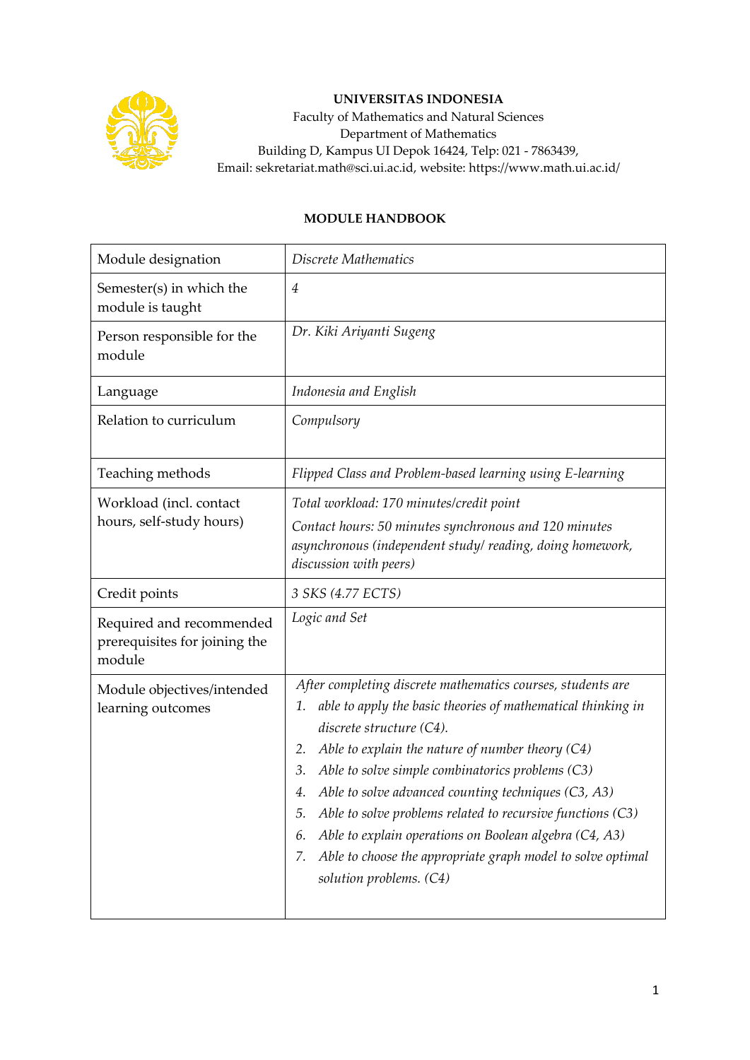**UNIVERSITAS INDONESIA**
Faculty of Mathematics and Natural Sciences
Department of Mathematics
Building D, Kampus UI Depok 16424, Telp: 021 - 7863439,
Email: sekretariat.math@sci.ui.ac.id, website: https://www.math.ui.ac.id/

**MODULE HANDBOOK**

| | |
|---|---|
| Module designation | *Discrete Mathematics* |
| Semester(s) in which the module is taught | *4* |
| Person responsible for the module | *Dr. Kiki Ariyanti Sugeng* |
| Language | *Indonesia and English* |
| Relation to curriculum | *Compulsory* |
| Teaching methods | *Flipped Class and Problem-based learning using E-learning* |
| Workload (incl. contact hours, self-study hours) | *Total workload: 170 minutes/credit point*<br>*Contact hours: 50 minutes synchronous and 120 minutes asynchronous (independent study/ reading, doing homework, discussion with peers)* |
| Credit points | *3 SKS (4.77 ECTS)* |
| Required and recommended prerequisites for joining the module | *Logic and Set* |
| Module objectives/intended learning outcomes | *After completing discrete mathematics courses, students are*<br>*1. able to apply the basic theories of mathematical thinking in discrete structure (C4).*<br>*2. Able to explain the nature of number theory (C4)*<br>*3. Able to solve simple combinatorics problems (C3)*<br>*4. Able to solve advanced counting techniques (C3, A3)*<br>*5. Able to solve problems related to recursive functions (C3)*<br>*6. Able to explain operations on Boolean algebra (C4, A3)*<br>*7. Able to choose the appropriate graph model to solve optimal solution problems. (C4)* |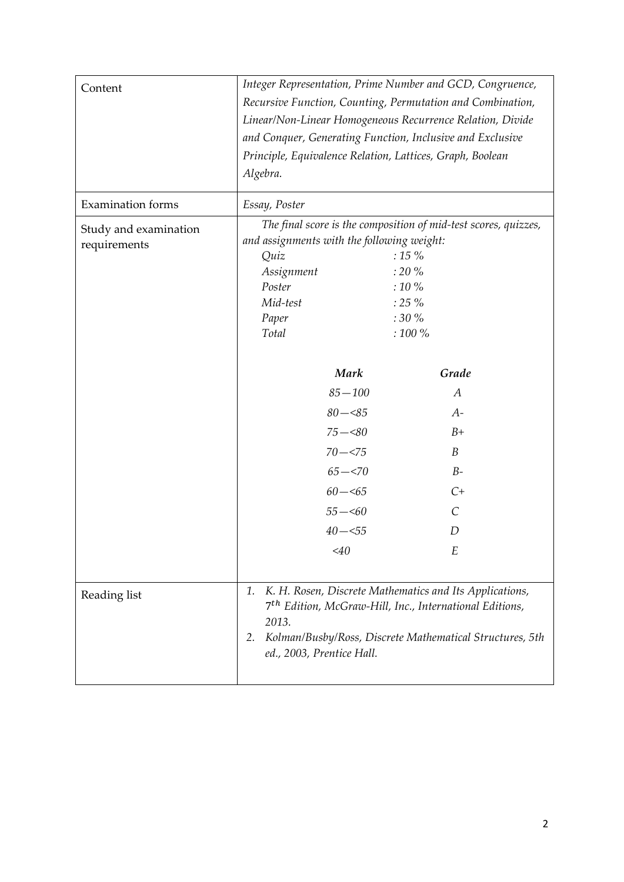| | |
|---|---|
| Content | *Integer Representation, Prime Number and GCD, Congruence, Recursive Function, Counting, Permutation and Combination, Linear/Non-Linear Homogeneous Recurrence Relation, Divide and Conquer, Generating Function, Inclusive and Exclusive Principle, Equivalence Relation, Lattices, Graph, Boolean Algebra.* |
| Examination forms | *Essay, Poster* |
| Study and examination requirements | *The final score is the composition of mid-test scores, quizzes, and assignments with the following weight:*<br>*Quiz : 15 %*<br>*Assignment : 20 %*<br>*Poster : 10 %*<br>*Mid-test : 25 %*<br>*Paper : 30 %*<br>*Total : 100 %*<br><br>***Mark* — *Grade***<br>*85—100* — *A*<br>*80—<85* — *A-*<br>*75—<80* — *B+*<br>*70—<75* — *B*<br>*65—<70* — *B-*<br>*60—<65* — *C+*<br>*55—<60* — *C*<br>*40—<55* — *D*<br>*<40* — *E* |
| Reading list | 1. *K. H. Rosen, Discrete Mathematics and Its Applications, $7^{th}$ Edition, McGraw-Hill, Inc., International Editions, 2013.*<br>2. *Kolman/Busby/Ross, Discrete Mathematical Structures, 5th ed., 2003, Prentice Hall.* |